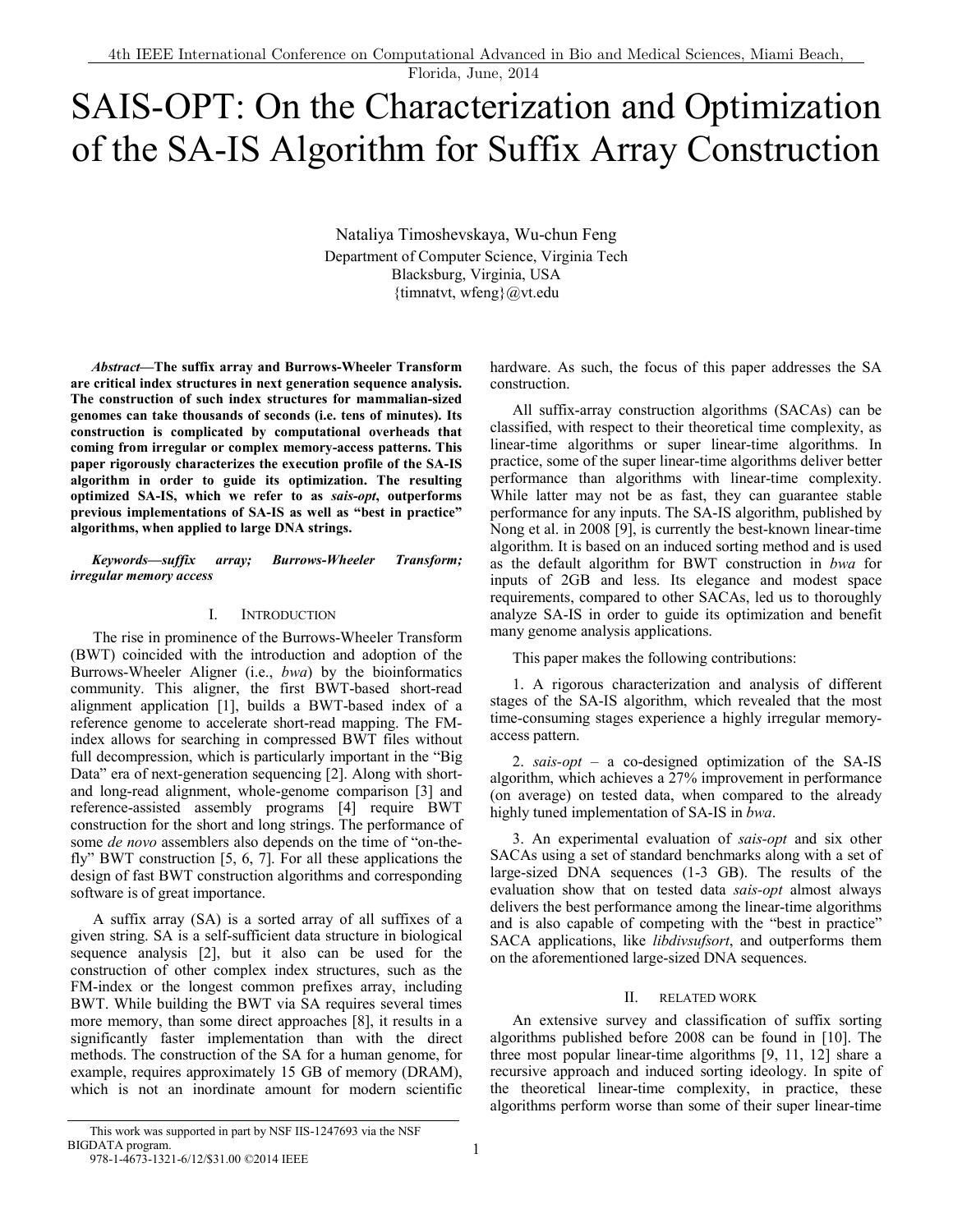# SAIS-OPT: On the Characterization and Optimization of the SA-IS Algorithm for Suffix Array Construction

Nataliya Timoshevskaya, Wu-chun Feng
Department of Computer Science, Virginia Tech
Blacksburg, Virginia, USA
{timnatvt, wfeng}@vt.edu

***Abstract*—The suffix array and Burrows-Wheeler Transform are critical index structures in next generation sequence analysis. The construction of such index structures for mammalian-sized genomes can take thousands of seconds (i.e. tens of minutes). Its construction is complicated by computational overheads that coming from irregular or complex memory-access patterns. This paper rigorously characterizes the execution profile of the SA-IS algorithm in order to guide its optimization. The resulting optimized SA-IS, which we refer to as *sais-opt*, outperforms previous implementations of SA-IS as well as "best in practice" algorithms, when applied to large DNA strings.**

***Keywords—suffix array; Burrows-Wheeler Transform; irregular memory access***

## I. INTRODUCTION

The rise in prominence of the Burrows-Wheeler Transform (BWT) coincided with the introduction and adoption of the Burrows-Wheeler Aligner (i.e., *bwa*) by the bioinformatics community. This aligner, the first BWT-based short-read alignment application [1], builds a BWT-based index of a reference genome to accelerate short-read mapping. The FM-index allows for searching in compressed BWT files without full decompression, which is particularly important in the "Big Data" era of next-generation sequencing [2]. Along with short- and long-read alignment, whole-genome comparison [3] and reference-assisted assembly programs [4] require BWT construction for the short and long strings. The performance of some *de novo* assemblers also depends on the time of "on-the-fly" BWT construction [5, 6, 7]. For all these applications the design of fast BWT construction algorithms and corresponding software is of great importance.

A suffix array (SA) is a sorted array of all suffixes of a given string. SA is a self-sufficient data structure in biological sequence analysis [2], but it also can be used for the construction of other complex index structures, such as the FM-index or the longest common prefixes array, including BWT. While building the BWT via SA requires several times more memory, than some direct approaches [8], it results in a significantly faster implementation than with the direct methods. The construction of the SA for a human genome, for example, requires approximately 15 GB of memory (DRAM), which is not an inordinate amount for modern scientific hardware. As such, the focus of this paper addresses the SA construction.

All suffix-array construction algorithms (SACAs) can be classified, with respect to their theoretical time complexity, as linear-time algorithms or super linear-time algorithms. In practice, some of the super linear-time algorithms deliver better performance than algorithms with linear-time complexity. While latter may not be as fast, they can guarantee stable performance for any inputs. The SA-IS algorithm, published by Nong et al. in 2008 [9], is currently the best-known linear-time algorithm. It is based on an induced sorting method and is used as the default algorithm for BWT construction in *bwa* for inputs of 2GB and less. Its elegance and modest space requirements, compared to other SACAs, led us to thoroughly analyze SA-IS in order to guide its optimization and benefit many genome analysis applications.

This paper makes the following contributions:

1. A rigorous characterization and analysis of different stages of the SA-IS algorithm, which revealed that the most time-consuming stages experience a highly irregular memory-access pattern.

2. *sais-opt* – a co-designed optimization of the SA-IS algorithm, which achieves a 27% improvement in performance (on average) on tested data, when compared to the already highly tuned implementation of SA-IS in *bwa*.

3. An experimental evaluation of *sais-opt* and six other SACAs using a set of standard benchmarks along with a set of large-sized DNA sequences (1-3 GB). The results of the evaluation show that on tested data *sais-opt* almost always delivers the best performance among the linear-time algorithms and is also capable of competing with the "best in practice" SACA applications, like *libdivsufsort*, and outperforms them on the aforementioned large-sized DNA sequences.

## II. RELATED WORK

An extensive survey and classification of suffix sorting algorithms published before 2008 can be found in [10]. The three most popular linear-time algorithms [9, 11, 12] share a recursive approach and induced sorting ideology. In spite of the theoretical linear-time complexity, in practice, these algorithms perform worse than some of their super linear-time

This work was supported in part by NSF IIS-1247693 via the NSF BIGDATA program.
978-1-4673-1321-6/12/$31.00 ©2014 IEEE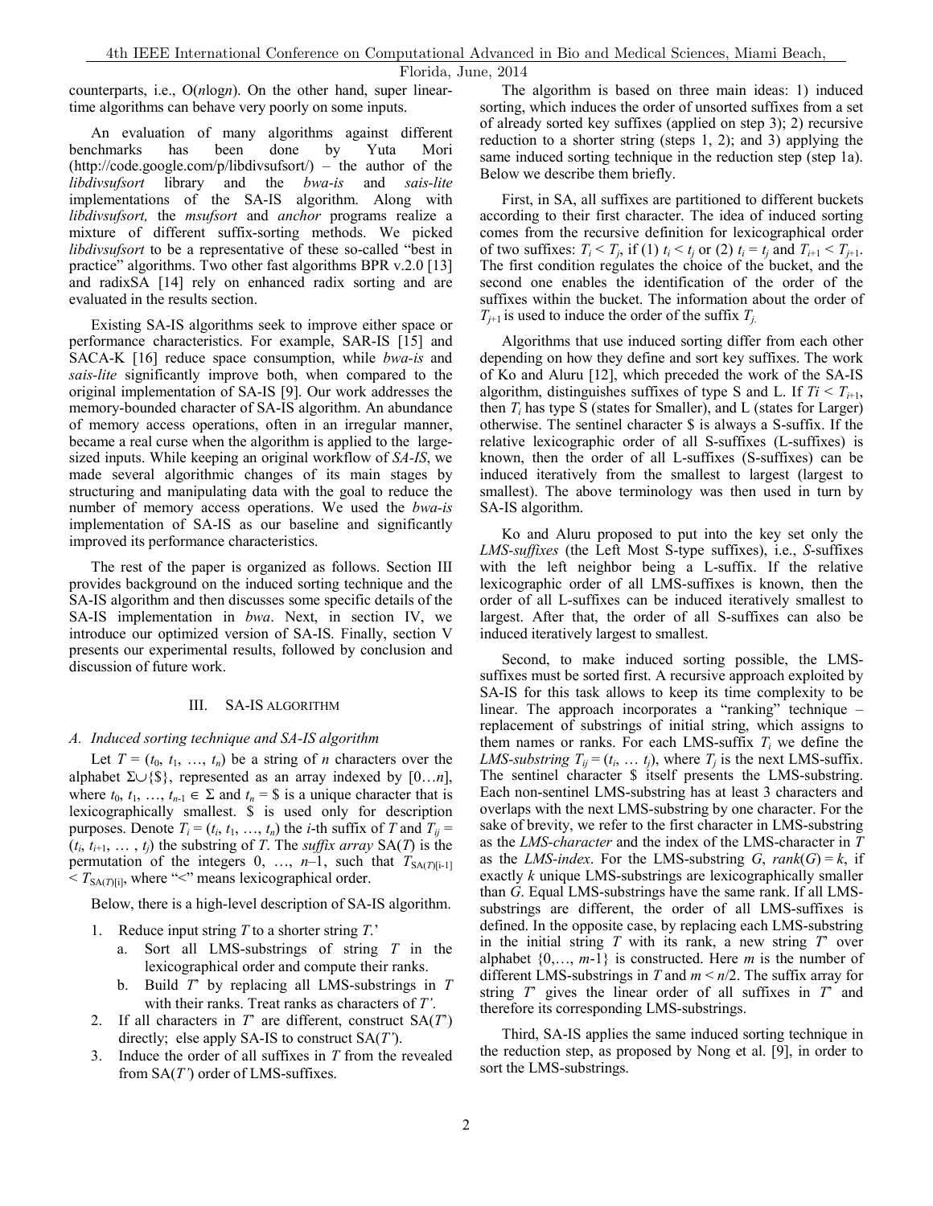counterparts, i.e., O($n$log$n$). On the other hand, super linear-time algorithms can behave very poorly on some inputs.

An evaluation of many algorithms against different benchmarks has been done by Yuta Mori (http://code.google.com/p/libdivsufsort/) – the author of the *libdivsufsort* library and the *bwa-is* and *sais-lite* implementations of the SA-IS algorithm. Along with *libdivsufsort,* the *msufsort* and *anchor* programs realize a mixture of different suffix-sorting methods. We picked *libdivsufsort* to be a representative of these so-called "best in practice" algorithms. Two other fast algorithms BPR v.2.0 [13] and radixSA [14] rely on enhanced radix sorting and are evaluated in the results section.

Existing SA-IS algorithms seek to improve either space or performance characteristics. For example, SAR-IS [15] and SACA-K [16] reduce space consumption, while *bwa-is* and *sais-lite* significantly improve both, when compared to the original implementation of SA-IS [9]. Our work addresses the memory-bounded character of SA-IS algorithm. An abundance of memory access operations, often in an irregular manner, became a real curse when the algorithm is applied to the large-sized inputs. While keeping an original workflow of *SA-IS*, we made several algorithmic changes of its main stages by structuring and manipulating data with the goal to reduce the number of memory access operations. We used the *bwa-is* implementation of SA-IS as our baseline and significantly improved its performance characteristics.

The rest of the paper is organized as follows. Section III provides background on the induced sorting technique and the SA-IS algorithm and then discusses some specific details of the SA-IS implementation in *bwa*. Next, in section IV, we introduce our optimized version of SA-IS. Finally, section V presents our experimental results, followed by conclusion and discussion of future work.

## III. SA-IS ALGORITHM

### *A. Induced sorting technique and SA-IS algorithm*

Let $T = (t_0, t_1, \ldots, t_n)$ be a string of $n$ characters over the alphabet $\Sigma \cup \{\$\}$, represented as an array indexed by $[0\ldots n]$, where $t_0, t_1, \ldots, t_{n-1} \in \Sigma$ and $t_n = \$$ is a unique character that is lexicographically smallest. \$ is used only for description purposes. Denote $T_i = (t_i, t_1, \ldots, t_n)$ the $i$-th suffix of $T$ and $T_{ij} = (t_i, t_{i+1}, \ldots, t_j)$ the substring of $T$. The *suffix array* SA($T$) is the permutation of the integers 0, …, $n$–1, such that $T_{\mathrm{SA}(T)[i-1]} < T_{\mathrm{SA}(T)[i]}$, where "<" means lexicographical order.

Below, there is a high-level description of SA-IS algorithm.

1. Reduce input string $T$ to a shorter string $T$.'
   a. Sort all LMS-substrings of string $T$ in the lexicographical order and compute their ranks.
   b. Build $T$' by replacing all LMS-substrings in $T$ with their ranks. Treat ranks as characters of $T'$.
2. If all characters in $T$' are different, construct SA($T$') directly; else apply SA-IS to construct SA($T'$).
3. Induce the order of all suffixes in $T$ from the revealed from SA($T'$) order of LMS-suffixes.

The algorithm is based on three main ideas: 1) induced sorting, which induces the order of unsorted suffixes from a set of already sorted key suffixes (applied on step 3); 2) recursive reduction to a shorter string (steps 1, 2); and 3) applying the same induced sorting technique in the reduction step (step 1a). Below we describe them briefly.

First, in SA, all suffixes are partitioned to different buckets according to their first character. The idea of induced sorting comes from the recursive definition for lexicographical order of two suffixes: $T_i < T_j$, if (1) $t_i < t_j$ or (2) $t_i = t_j$ and $T_{i+1} < T_{j+1}$. The first condition regulates the choice of the bucket, and the second one enables the identification of the order of the suffixes within the bucket. The information about the order of $T_{j+1}$ is used to induce the order of the suffix $T_j$.

Algorithms that use induced sorting differ from each other depending on how they define and sort key suffixes. The work of Ko and Aluru [12], which preceded the work of the SA-IS algorithm, distinguishes suffixes of type S and L. If $Ti < T_{i+1}$, then $T_i$ has type S (states for Smaller), and L (states for Larger) otherwise. The sentinel character \$ is always a S-suffix. If the relative lexicographic order of all S-suffixes (L-suffixes) is known, then the order of all L-suffixes (S-suffixes) can be induced iteratively from the smallest to largest (largest to smallest). The above terminology was then used in turn by SA-IS algorithm.

Ko and Aluru proposed to put into the key set only the *LMS-suffixes* (the Left Most S-type suffixes), i.e., *S*-suffixes with the left neighbor being a L-suffix. If the relative lexicographic order of all LMS-suffixes is known, then the order of all L-suffixes can be induced iteratively smallest to largest. After that, the order of all S-suffixes can also be induced iteratively largest to smallest.

Second, to make induced sorting possible, the LMS-suffixes must be sorted first. A recursive approach exploited by SA-IS for this task allows to keep its time complexity to be linear. The approach incorporates a "ranking" technique – replacement of substrings of initial string, which assigns to them names or ranks. For each LMS-suffix $T_i$ we define the *LMS-substring* $T_{ij} = (t_i, \ldots t_j)$, where $T_j$ is the next LMS-suffix. The sentinel character \$ itself presents the LMS-substring. Each non-sentinel LMS-substring has at least 3 characters and overlaps with the next LMS-substring by one character. For the sake of brevity, we refer to the first character in LMS-substring as the *LMS-character* and the index of the LMS-character in $T$ as the *LMS-index*. For the LMS-substring $G$, $rank(G) = k$, if exactly $k$ unique LMS-substrings are lexicographically smaller than $G$. Equal LMS-substrings have the same rank. If all LMS-substrings are different, the order of all LMS-suffixes is defined. In the opposite case, by replacing each LMS-substring in the initial string $T$ with its rank, a new string $T$' over alphabet $\{0,\ldots, m\text{-}1\}$ is constructed. Here $m$ is the number of different LMS-substrings in $T$ and $m < n/2$. The suffix array for string $T$' gives the linear order of all suffixes in $T$' and therefore its corresponding LMS-substrings.

Third, SA-IS applies the same induced sorting technique in the reduction step, as proposed by Nong et al. [9], in order to sort the LMS-substrings.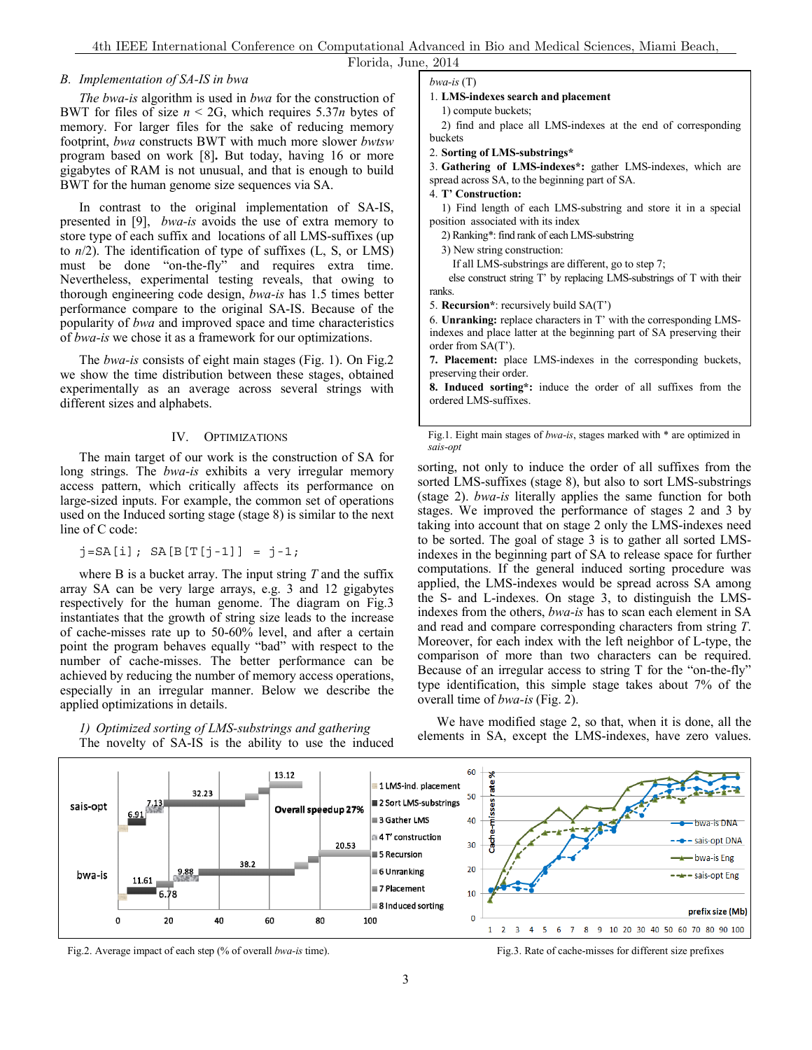### B. Implementation of SA-IS in bwa

*The bwa-is* algorithm is used in *bwa* for the construction of BWT for files of size $n$ < 2G, which requires 5.37$n$ bytes of memory. For larger files for the sake of reducing memory footprint, *bwa* constructs BWT with much more slower *bwtsw* program based on work [8]**.** But today, having 16 or more gigabytes of RAM is not unusual, and that is enough to build BWT for the human genome size sequences via SA.

In contrast to the original implementation of SA-IS, presented in [9], *bwa-is* avoids the use of extra memory to store type of each suffix and locations of all LMS-suffixes (up to $n$/2). The identification of type of suffixes (L, S, or LMS) must be done "on-the-fly" and requires extra time. Nevertheless, experimental testing reveals, that owing to thorough engineering code design, *bwa-is* has 1.5 times better performance compare to the original SA-IS. Because of the popularity of *bwa* and improved space and time characteristics of *bwa-is* we chose it as a framework for our optimizations.

The *bwa-is* consists of eight main stages (Fig. 1). On Fig.2 we show the time distribution between these stages, obtained experimentally as an average across several strings with different sizes and alphabets.

*bwa-is* (T)

1. **LMS-indexes search and placement**
   1) compute buckets;
   2) find and place all LMS-indexes at the end of corresponding buckets
2. **Sorting of LMS-substrings***
3. **Gathering of LMS-indexes*:** gather LMS-indexes, which are spread across SA, to the beginning part of SA.
4. **T' Construction:**
   1) Find length of each LMS-substring and store it in a special position associated with its index
   2) Ranking*: find rank of each LMS-substring
   3) New string construction:
      If all LMS-substrings are different, go to step 7;
      else construct string T' by replacing LMS-substrings of T with their ranks.
5. **Recursion***: recursively build SA(T')
6. **Unranking:** replace characters in T' with the corresponding LMS-indexes and place latter at the beginning part of SA preserving their order from SA(T').
7. **Placement:** place LMS-indexes in the corresponding buckets, preserving their order.
8. **Induced sorting*:** induce the order of all suffixes from the ordered LMS-suffixes.

Fig.1. Eight main stages of *bwa-is*, stages marked with * are optimized in *sais-opt*

## IV. Optimizations

The main target of our work is the construction of SA for long strings. The *bwa-is* exhibits a very irregular memory access pattern, which critically affects its performance on large-sized inputs. For example, the common set of operations used on the Induced sorting stage (stage 8) is similar to the next line of C code:

```
j=SA[i]; SA[B[T[j-1]] = j-1;
```

where B is a bucket array. The input string *T* and the suffix array SA can be very large arrays, e.g. 3 and 12 gigabytes respectively for the human genome. The diagram on Fig.3 instantiates that the growth of string size leads to the increase of cache-misses rate up to 50-60% level, and after a certain point the program behaves equally "bad" with respect to the number of cache-misses. The better performance can be achieved by reducing the number of memory access operations, especially in an irregular manner. Below we describe the applied optimizations in details.

*1) Optimized sorting of LMS-substrings and gathering*

The novelty of SA-IS is the ability to use the induced sorting, not only to induce the order of all suffixes from the sorted LMS-suffixes (stage 8), but also to sort LMS-substrings (stage 2). *bwa-is* literally applies the same function for both stages. We improved the performance of stages 2 and 3 by taking into account that on stage 2 only the LMS-indexes need to be sorted. The goal of stage 3 is to gather all sorted LMS-indexes in the beginning part of SA to release space for further computations. If the general induced sorting procedure was applied, the LMS-indexes would be spread across SA among the S- and L-indexes. On stage 3, to distinguish the LMS-indexes from the others, *bwa-is* has to scan each element in SA and read and compare corresponding characters from string *T*. Moreover, for each index with the left neighbor of L-type, the comparison of more than two characters can be required. Because of an irregular access to string T for the "on-the-fly" type identification, this simple stage takes about 7% of the overall time of *bwa-is* (Fig. 2).

We have modified stage 2, so that, when it is done, all the elements in SA, except the LMS-indexes, have zero values.

Fig.2. Average impact of each step (% of overall *bwa-is* time).

Fig.3. Rate of cache-misses for different size prefixes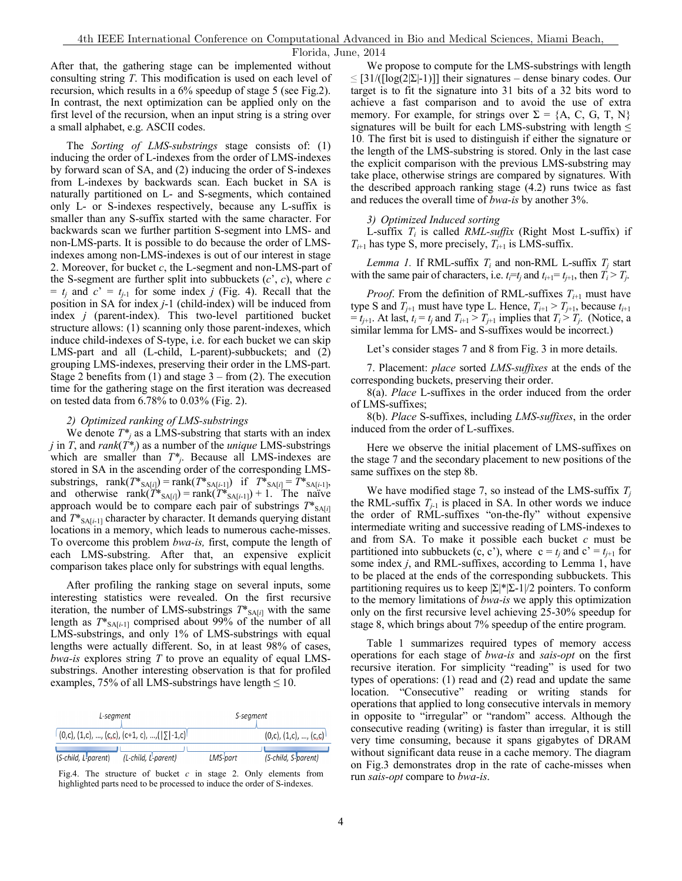After that, the gathering stage can be implemented without consulting string $T$. This modification is used on each level of recursion, which results in a 6% speedup of stage 5 (see Fig.2). In contrast, the next optimization can be applied only on the first level of the recursion, when an input string is a string over a small alphabet, e.g. ASCII codes.

The *Sorting of LMS-substrings* stage consists of: (1) inducing the order of L-indexes from the order of LMS-indexes by forward scan of SA, and (2) inducing the order of S-indexes from L-indexes by backwards scan. Each bucket in SA is naturally partitioned on L- and S-segments, which contained only L- or S-indexes respectively, because any L-suffix is smaller than any S-suffix started with the same character. For backwards scan we further partition S-segment into LMS- and non-LMS-parts. It is possible to do because the order of LMS-indexes among non-LMS-indexes is out of our interest in stage 2. Moreover, for bucket $c$, the L-segment and non-LMS-part of the S-segment are further split into subbuckets ($c'$, $c$), where $c = t_j$ and $c' = t_{j-1}$ for some index $j$ (Fig. 4). Recall that the position in SA for index $j$-1 (child-index) will be induced from index $j$ (parent-index). This two-level partitioned bucket structure allows: (1) scanning only those parent-indexes, which induce child-indexes of S-type, i.e. for each bucket we can skip LMS-part and all (L-child, L-parent)-subbuckets; and (2) grouping LMS-indexes, preserving their order in the LMS-part. Stage 2 benefits from (1) and stage 3 – from (2). The execution time for the gathering stage on the first iteration was decreased on tested data from 6.78% to 0.03% (Fig. 2).

### 2) Optimized ranking of LMS-substrings

We denote $T^*_j$ as a LMS-substring that starts with an index $j$ in $T$, and $rank(T^*_j)$ as a number of the *unique* LMS-substrings which are smaller than $T^*_j$. Because all LMS-indexes are stored in SA in the ascending order of the corresponding LMS-substrings, $\text{rank}(T^*_{SA[i]}) = \text{rank}(T^*_{SA[i-1]})$ if $T^*_{SA[i]} = T^*_{SA[i-1]}$, and otherwise $\text{rank}(T^*_{SA[i]}) = \text{rank}(T^*_{SA[i-1]}) + 1$. The naïve approach would be to compare each pair of substrings $T^*_{SA[i]}$ and $T^*_{SA[i-1]}$ character by character. It demands querying distant locations in a memory, which leads to numerous cache-misses. To overcome this problem *bwa-is,* first, compute the length of each LMS-substring. After that, an expensive explicit comparison takes place only for substrings with equal lengths.

After profiling the ranking stage on several inputs, some interesting statistics were revealed. On the first recursive iteration, the number of LMS-substrings $T^*_{SA[i]}$ with the same length as $T^*_{SA[i-1]}$ comprised about 99% of the number of all LMS-substrings, and only 1% of LMS-substrings with equal lengths were actually different. So, in at least 98% of cases, *bwa-is* explores string $T$ to prove an equality of equal LMS-substrings. Another interesting observation is that for profiled examples, 75% of all LMS-substrings have length ≤ 10.

| L-segment | | S-segment | |
|---|---|---|---|
| (0,c), (1,c), …, (c,c), | (c+1, c), …,(\|∑\|-1,c) | | (0,c), (1,c), …, (c,c) |
| (S-child, L-parent) | (L-child, L-parent) | LMS-part | (S-child, S-parent) |

Fig.4. The structure of bucket $c$ in stage 2. Only elements from highlighted parts need to be processed to induce the order of S-indexes.

We propose to compute for the LMS-substrings with length ≤ [31/([log(2|Σ|-1)]] their signatures – dense binary codes. Our target is to fit the signature into 31 bits of a 32 bits word to achieve a fast comparison and to avoid the use of extra memory. For example, for strings over Σ = {A, C, G, T, N} signatures will be built for each LMS-substring with length ≤ 10. The first bit is used to distinguish if either the signature or the length of the LMS-substring is stored. Only in the last case the explicit comparison with the previous LMS-substring may take place, otherwise strings are compared by signatures. With the described approach ranking stage (4.2) runs twice as fast and reduces the overall time of *bwa-is* by another 3%.

### 3) Optimized Induced sorting

L-suffix $T_i$ is called *RML-suffix* (Right Most L-suffix) if $T_{i+1}$ has type S, more precisely, $T_{i+1}$ is LMS-suffix.

*Lemma 1.* If RML-suffix $T_i$ and non-RML L-suffix $T_j$ start with the same pair of characters, i.e. $t_i$=$t_j$ and $t_{i+1}$= $t_{j+1}$, then $T_i > T_j$.

*Proof*. From the definition of RML-suffixes $T_{i+1}$ must have type S and $T_{j+1}$ must have type L. Hence, $T_{i+1} > T_{j+1}$, because $t_{i+1} = t_{j+1}$. At last, $t_i = t_j$ and $T_{i+1} > T_{j+1}$ implies that $T_i > T_j$. (Notice, a similar lemma for LMS- and S-suffixes would be incorrect.)

Let's consider stages 7 and 8 from Fig. 3 in more details.

7. Placement: *place* sorted *LMS-suffixes* at the ends of the corresponding buckets, preserving their order.

8(a). *Place* L-suffixes in the order induced from the order of LMS-suffixes;

8(b). *Place* S-suffixes, including *LMS-suffixes*, in the order induced from the order of L-suffixes.

Here we observe the initial placement of LMS-suffixes on the stage 7 and the secondary placement to new positions of the same suffixes on the step 8b.

We have modified stage 7, so instead of the LMS-suffix $T_j$ the RML-suffix $T_{j-1}$ is placed in SA. In other words we induce the order of RML-suffixes "on-the-fly" without expensive intermediate writing and successive reading of LMS-indexes to and from SA. To make it possible each bucket $c$ must be partitioned into subbuckets (c, c'), where $c = t_j$ and $c' = t_{j+1}$ for some index $j$, and RML-suffixes, according to Lemma 1, have to be placed at the ends of the corresponding subbuckets. This partitioning requires us to keep |Σ|\*|Σ-1|/2 pointers. To conform to the memory limitations of *bwa-is* we apply this optimization only on the first recursive level achieving 25-30% speedup for stage 8, which brings about 7% speedup of the entire program.

Table 1 summarizes required types of memory access operations for each stage of *bwa-is* and *sais-opt* on the first recursive iteration. For simplicity "reading" is used for two types of operations: (1) read and (2) read and update the same location. "Consecutive" reading or writing stands for operations that applied to long consecutive intervals in memory in opposite to "irregular" or "random" access. Although the consecutive reading (writing) is faster than irregular, it is still very time consuming, because it spans gigabytes of DRAM without significant data reuse in a cache memory. The diagram on Fig.3 demonstrates drop in the rate of cache-misses when run *sais-opt* compare to *bwa-is*.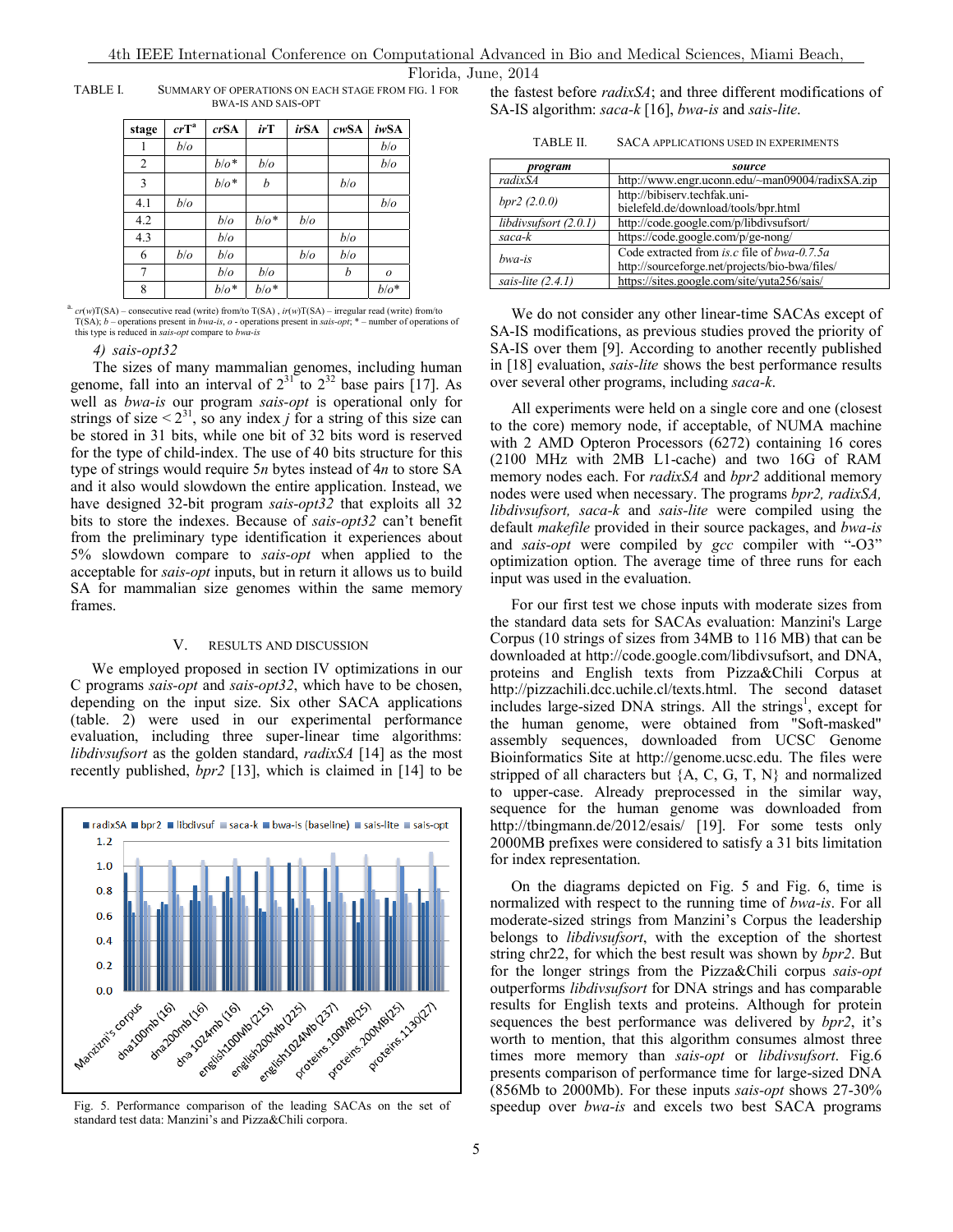TABLE I. SUMMARY OF OPERATIONS ON EACH STAGE FROM FIG. 1 FOR BWA-IS AND SAIS-OPT

| stage | *cr*T[a] | *cr*SA | *ir*T | *ir*SA | *cw*SA | *iw*SA |
|---|---|---|---|---|---|---|
| 1 | *b*/*o* | | | | | *b*/*o* |
| 2 | | *b*/*o*\* | *b*/*o* | | | *b*/*o* |
| 3 | | *b*/*o*\* | *b* | | *b*/*o* | |
| 4.1 | *b*/*o* | | | | | *b*/*o* |
| 4.2 | | *b*/*o* | *b*/*o*\* | *b*/*o* | | |
| 4.3 | | *b*/*o* | | | *b*/*o* | |
| 6 | *b*/*o* | *b*/*o* | | *b*/*o* | *b*/*o* | |
| 7 | | *b*/*o* | *b*/*o* | | *b* | *o* |
| 8 | | *b*/*o*\* | *b*/*o*\* | | | *b*/*o*\* |

a. *cr*(*w*)T(SA) – consecutive read (write) from/to T(SA) , *ir*(*w*)T(SA) – irregular read (write) from/to T(SA); *b* – operations present in *bwa-is*, *o* - operations present in *sais-opt*; \* – number of operations of this type is reduced in *sais-opt* compare to *bwa-is*

#### 4) sais-opt32

The sizes of many mammalian genomes, including human genome, fall into an interval of $2^{31}$ to $2^{32}$ base pairs [17]. As well as *bwa-is* our program *sais-opt* is operational only for strings of size < $2^{31}$, so any index *j* for a string of this size can be stored in 31 bits, while one bit of 32 bits word is reserved for the type of child-index. The use of 40 bits structure for this type of strings would require 5*n* bytes instead of 4*n* to store SA and it also would slowdown the entire application. Instead, we have designed 32-bit program *sais-opt32* that exploits all 32 bits to store the indexes. Because of *sais-opt32* can't benefit from the preliminary type identification it experiences about 5% slowdown compare to *sais-opt* when applied to the acceptable for *sais-opt* inputs, but in return it allows us to build SA for mammalian size genomes within the same memory frames.

## V. RESULTS AND DISCUSSION

We employed proposed in section IV optimizations in our C programs *sais-opt* and *sais-opt32*, which have to be chosen, depending on the input size. Six other SACA applications (table. 2) were used in our experimental performance evaluation, including three super-linear time algorithms: *libdivsufsort* as the golden standard, *radixSA* [14] as the most recently published, *bpr2* [13], which is claimed in [14] to be the fastest before *radixSA*; and three different modifications of SA-IS algorithm: *saca-k* [16], *bwa-is* and *sais-lite*.

Fig. 5. Performance comparison of the leading SACAs on the set of standard test data: Manzini's and Pizza&Chili corpora.

TABLE II. SACA APPLICATIONS USED IN EXPERIMENTS

| *program* | *source* |
|---|---|
| *radixSA* | http://www.engr.uconn.edu/~man09004/radixSA.zip |
| *bpr2 (2.0.0)* | http://bibiserv.techfak.uni-bielefeld.de/download/tools/bpr.html |
| *libdivsufsort (2.0.1)* | http://code.google.com/p/libdivsufsort/ |
| *saca-k* | https://code.google.com/p/ge-nong/ |
| *bwa-is* | Code extracted from *is.c* file of *bwa-0.7.5a* http://sourceforge.net/projects/bio-bwa/files/ |
| *sais-lite (2.4.1)* | https://sites.google.com/site/yuta256/sais/ |

We do not consider any other linear-time SACAs except of SA-IS modifications, as previous studies proved the priority of SA-IS over them [9]. According to another recently published in [18] evaluation, *sais-lite* shows the best performance results over several other programs, including *saca-k*.

All experiments were held on a single core and one (closest to the core) memory node, if acceptable, of NUMA machine with 2 AMD Opteron Processors (6272) containing 16 cores (2100 MHz with 2MB L1-cache) and two 16G of RAM memory nodes each. For *radixSA* and *bpr2* additional memory nodes were used when necessary. The programs *bpr2, radixSA, libdivsufsort, saca-k* and *sais-lite* were compiled using the default *makefile* provided in their source packages, and *bwa-is* and *sais-opt* were compiled by *gcc* compiler with "-O3" optimization option. The average time of three runs for each input was used in the evaluation.

For our first test we chose inputs with moderate sizes from the standard data sets for SACAs evaluation: Manzini's Large Corpus (10 strings of sizes from 34MB to 116 MB) that can be downloaded at http://code.google.com/libdivsufsort, and DNA, proteins and English texts from Pizza&Chili Corpus at http://pizzachili.dcc.uchile.cl/texts.html. The second dataset includes large-sized DNA strings. All the strings[1], except for the human genome, were obtained from "Soft-masked" assembly sequences, downloaded from UCSC Genome Bioinformatics Site at http://genome.ucsc.edu. The files were stripped of all characters but {A, C, G, T, N} and normalized to upper-case. Already preprocessed in the similar way, sequence for the human genome was downloaded from http://tbingmann.de/2012/esais/ [19]. For some tests only 2000MB prefixes were considered to satisfy a 31 bits limitation for index representation.

On the diagrams depicted on Fig. 5 and Fig. 6, time is normalized with respect to the running time of *bwa-is*. For all moderate-sized strings from Manzini's Corpus the leadership belongs to *libdivsufsort*, with the exception of the shortest string chr22, for which the best result was shown by *bpr2*. But for the longer strings from the Pizza&Chili corpus *sais-opt* outperforms *libdivsufsort* for DNA strings and has comparable results for English texts and proteins. Although for protein sequences the best performance was delivered by *bpr2*, it's worth to mention, that this algorithm consumes almost three times more memory than *sais-opt* or *libdivsufsort*. Fig.6 presents comparison of performance time for large-sized DNA (856Mb to 2000Mb). For these inputs *sais-opt* shows 27-30% speedup over *bwa-is* and excels two best SACA programs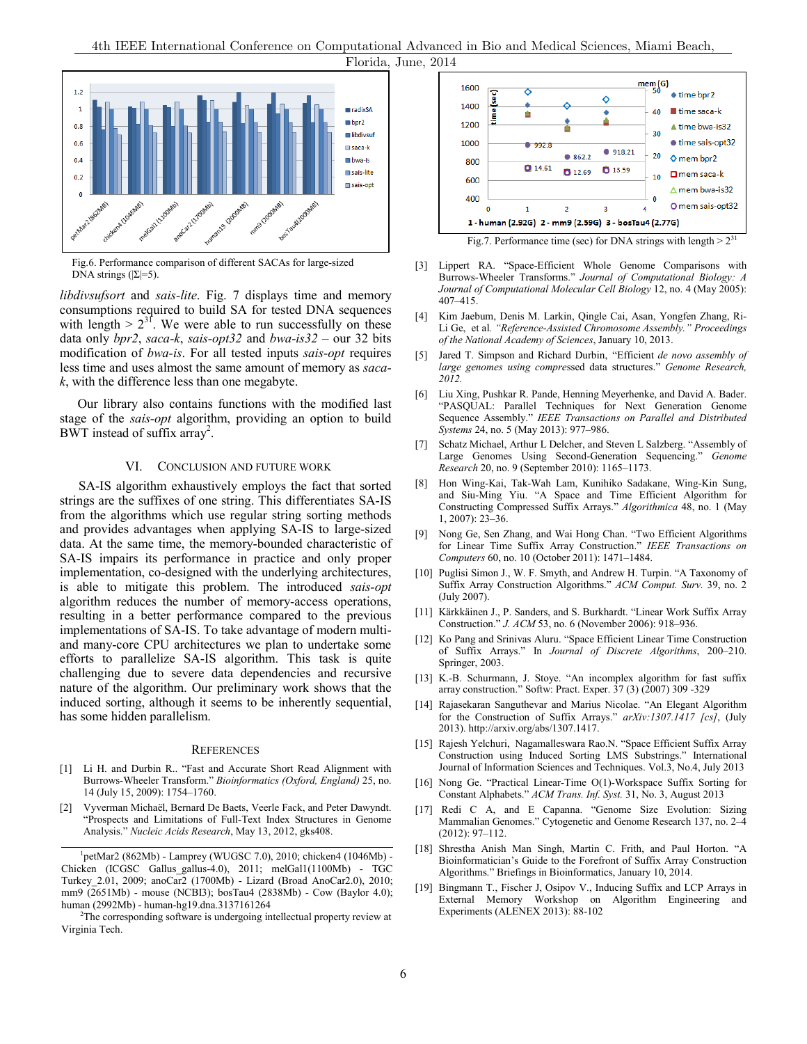1.2

1

0.8

0.6

0.4

0.2

0

petMar2 (862MB)
chicken4 (1046MB)
melGal1 (1100Mb)
anoCar2 (1700MB)
human19 (2000MB)
mm9 (2000MB)
bosTau4(2000MB)

radixSA
bpr2
libdivsuf
saca-k
bwa-is
sais-lite
sais-opt

Fig.6. Performance comparison of different SACAs for large-sized DNA strings (|Σ|=5).

*libdivsufsort* and *sais-lite*. Fig. 7 displays time and memory consumptions required to build SA for tested DNA sequences with length > $2^{31}$. We were able to run successfully on these data only *bpr2*, *saca-k*, *sais-opt32* and *bwa-is32* – our 32 bits modification of *bwa-is*. For all tested inputs *sais-opt* requires less time and uses almost the same amount of memory as *saca-k*, with the difference less than one megabyte.

Our library also contains functions with the modified last stage of the *sais-opt* algorithm, providing an option to build BWT instead of suffix array[2].

1600
1400
1200
1000
800
600
400

time (sec)

mem (G)
50
40
30
20
10
0

992.8
862.2
918.21
14.61
12.69
13.59

0 1 2 3 4

1 - human (2.92G) 2 - mm9 (2.59G) 3 - bosTau4 (2.77G)

time bpr2
time saca-k
time bwa-is32
time sais-opt32
mem bpr2
mem saca-k
mem bwa-is32
mem sais-opt32

Fig.7. Performance time (sec) for DNA strings with length > $2^{31}$

## VI. Conclusion and Future Work

SA-IS algorithm exhaustively employs the fact that sorted strings are the suffixes of one string. This differentiates SA-IS from the algorithms which use regular string sorting methods and provides advantages when applying SA-IS to large-sized data. At the same time, the memory-bounded characteristic of SA-IS impairs its performance in practice and only proper implementation, co-designed with the underlying architectures, is able to mitigate this problem. The introduced *sais-opt* algorithm reduces the number of memory-access operations, resulting in a better performance compared to the previous implementations of SA-IS. To take advantage of modern multi- and many-core CPU architectures we plan to undertake some efforts to parallelize SA-IS algorithm. This task is quite challenging due to severe data dependencies and recursive nature of the algorithm. Our preliminary work shows that the induced sorting, although it seems to be inherently sequential, has some hidden parallelism.

## References

[1] Li H. and Durbin R.. "Fast and Accurate Short Read Alignment with Burrows-Wheeler Transform." *Bioinformatics (Oxford, England)* 25, no. 14 (July 15, 2009): 1754–1760.

[2] Vyverman Michaël, Bernard De Baets, Veerle Fack, and Peter Dawyndt. "Prospects and Limitations of Full-Text Index Structures in Genome Analysis." *Nucleic Acids Research*, May 13, 2012, gks408.

[3] Lippert RA. "Space-Efficient Whole Genome Comparisons with Burrows-Wheeler Transforms." *Journal of Computational Biology: A Journal of Computational Molecular Cell Biology* 12, no. 4 (May 2005): 407–415.

[4] Kim Jaebum, Denis M. Larkin, Qingle Cai, Asan, Yongfen Zhang, Ri-Li Ge, et al. *"Reference-Assisted Chromosome Assembly." Proceedings of the National Academy of Sciences*, January 10, 2013.

[5] Jared T. Simpson and Richard Durbin, "Efficient *de novo assembly of large genomes using compres*sed data structures." *Genome Research, 2012.*

[6] Liu Xing, Pushkar R. Pande, Henning Meyerhenke, and David A. Bader. "PASQUAL: Parallel Techniques for Next Generation Genome Sequence Assembly." *IEEE Transactions on Parallel and Distributed Systems* 24, no. 5 (May 2013): 977–986.

[7] Schatz Michael, Arthur L Delcher, and Steven L Salzberg. "Assembly of Large Genomes Using Second-Generation Sequencing." *Genome Research* 20, no. 9 (September 2010): 1165–1173.

[8] Hon Wing-Kai, Tak-Wah Lam, Kunihiko Sadakane, Wing-Kin Sung, and Siu-Ming Yiu. "A Space and Time Efficient Algorithm for Constructing Compressed Suffix Arrays." *Algorithmica* 48, no. 1 (May 1, 2007): 23–36.

[9] Nong Ge, Sen Zhang, and Wai Hong Chan. "Two Efficient Algorithms for Linear Time Suffix Array Construction." *IEEE Transactions on Computers* 60, no. 10 (October 2011): 1471–1484.

[10] Puglisi Simon J., W. F. Smyth, and Andrew H. Turpin. "A Taxonomy of Suffix Array Construction Algorithms." *ACM Comput. Surv.* 39, no. 2 (July 2007).

[11] Kärkkäinen J., P. Sanders, and S. Burkhardt. "Linear Work Suffix Array Construction." *J. ACM* 53, no. 6 (November 2006): 918–936.

[12] Ko Pang and Srinivas Aluru. "Space Efficient Linear Time Construction of Suffix Arrays." In *Journal of Discrete Algorithms*, 200–210. Springer, 2003.

[13] K.-B. Schurmann, J. Stoye. "An incomplete algorithm for fast suffix array construction." Softw: Pract. Exper. 37 (3) (2007) 309 -329

[14] Rajasekaran Sanguthevar and Marius Nicolae. "An Elegant Algorithm for the Construction of Suffix Arrays." *arXiv:1307.1417 [cs]*, (July 2013). http://arxiv.org/abs/1307.1417.

[15] Rajesh Yelchuri, Nagamalleswara Rao.N. "Space Efficient Suffix Array Construction using Induced Sorting LMS Substrings." International Journal of Information Sciences and Techniques. Vol.3, No.4, July 2013

[16] Nong Ge. "Practical Linear-Time O(1)-Workspace Suffix Sorting for Constant Alphabets." *ACM Trans. Inf. Syst.* 31, No. 3, August 2013

[17] Redi C A, and E Capanna. "Genome Size Evolution: Sizing Mammalian Genomes." Cytogenetic and Genome Research 137, no. 2–4 (2012): 97–112.

[18] Shrestha Anish Man Singh, Martin C. Frith, and Paul Horton. "A Bioinformatician's Guide to the Forefront of Suffix Array Construction Algorithms." Briefings in Bioinformatics, January 10, 2014.

[19] Bingmann T., Fischer J, Osipov V., Inducing Suffix and LCP Arrays in External Memory Workshop on Algorithm Engineering and Experiments (ALENEX 2013): 88-102

---

[1] petMar2 (862Mb) - Lamprey (WUGSC 7.0), 2010; chicken4 (1046Mb) - Chicken (ICGSC Gallus_gallus-4.0), 2011; melGal1(1100Mb) - TGC Turkey_2.01, 2009; anoCar2 (1700Mb) - Lizard (Broad AnoCar2.0), 2010; mm9 (2651Mb) - mouse (NCBI3); bosTau4 (2838Mb) - Cow (Baylor 4.0); human (2992Mb) - human-hg19.dna.3137161264

[2] The corresponding software is undergoing intellectual property review at Virginia Tech.